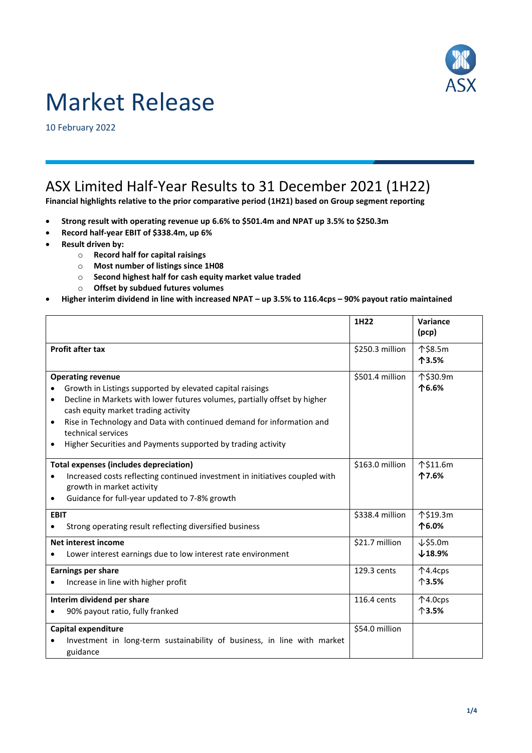# Market Release

10 February 2022

## ASX Limited Half-Year Results to 31 December 2021 (1H22)

**Financial highlights relative to the prior comparative period (1H21) based on Group segment reporting**

- **Strong result with operating revenue up 6.6% to $501.4m and NPAT up 3.5% to $250.3m**
- **Record half-year EBIT of $338.4m, up 6%**
- **Result driven by:**
  - **Record half for capital raisings**
  - **Most number of listings since 1H08**
  - **Second highest half for cash equity market value traded**
  - **Offset by subdued futures volumes**
- **Higher interim dividend in line with increased NPAT – up 3.5% to 116.4cps – 90% payout ratio maintained**

| | 1H22 | Variance (pcp) |
|---|---|---|
| **Profit after tax** | $250.3 million | ↑$8.5m **↑3.5%** |
| **Operating revenue**<br>• Growth in Listings supported by elevated capital raisings<br>• Decline in Markets with lower futures volumes, partially offset by higher cash equity market trading activity<br>• Rise in Technology and Data with continued demand for information and technical services<br>• Higher Securities and Payments supported by trading activity | $501.4 million | ↑$30.9m **↑6.6%** |
| **Total expenses (includes depreciation)**<br>• Increased costs reflecting continued investment in initiatives coupled with growth in market activity<br>• Guidance for full-year updated to 7-8% growth | $163.0 million | ↑$11.6m **↑7.6%** |
| **EBIT**<br>• Strong operating result reflecting diversified business | $338.4 million | ↑$19.3m **↑6.0%** |
| **Net interest income**<br>• Lower interest earnings due to low interest rate environment | $21.7 million | ↓$5.0m **↓18.9%** |
| **Earnings per share**<br>• Increase in line with higher profit | 129.3 cents | ↑4.4cps **↑3.5%** |
| **Interim dividend per share**<br>• 90% payout ratio, fully franked | 116.4 cents | ↑4.0cps **↑3.5%** |
| **Capital expenditure**<br>• Investment in long-term sustainability of business, in line with market guidance | $54.0 million | |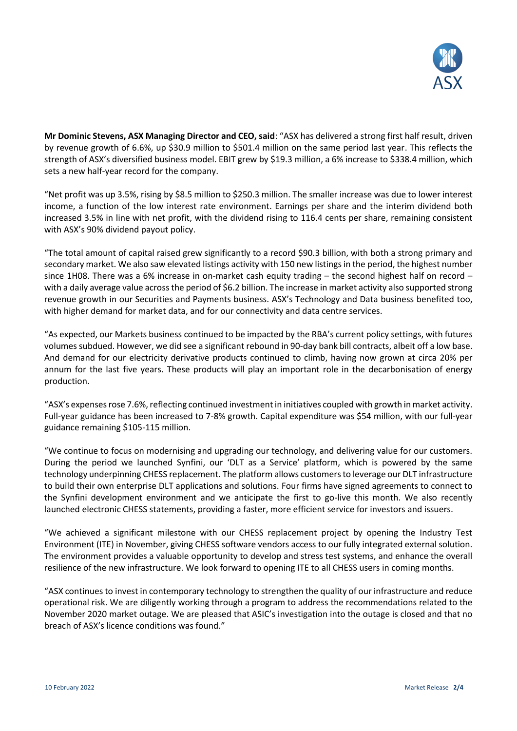**Mr Dominic Stevens, ASX Managing Director and CEO, said**: "ASX has delivered a strong first half result, driven by revenue growth of 6.6%, up $30.9 million to $501.4 million on the same period last year. This reflects the strength of ASX's diversified business model. EBIT grew by $19.3 million, a 6% increase to $338.4 million, which sets a new half-year record for the company.

"Net profit was up 3.5%, rising by $8.5 million to $250.3 million. The smaller increase was due to lower interest income, a function of the low interest rate environment. Earnings per share and the interim dividend both increased 3.5% in line with net profit, with the dividend rising to 116.4 cents per share, remaining consistent with ASX's 90% dividend payout policy.

"The total amount of capital raised grew significantly to a record $90.3 billion, with both a strong primary and secondary market. We also saw elevated listings activity with 150 new listings in the period, the highest number since 1H08. There was a 6% increase in on-market cash equity trading – the second highest half on record – with a daily average value across the period of $6.2 billion. The increase in market activity also supported strong revenue growth in our Securities and Payments business. ASX's Technology and Data business benefited too, with higher demand for market data, and for our connectivity and data centre services.

"As expected, our Markets business continued to be impacted by the RBA's current policy settings, with futures volumes subdued. However, we did see a significant rebound in 90-day bank bill contracts, albeit off a low base. And demand for our electricity derivative products continued to climb, having now grown at circa 20% per annum for the last five years. These products will play an important role in the decarbonisation of energy production.

"ASX's expenses rose 7.6%, reflecting continued investment in initiatives coupled with growth in market activity. Full-year guidance has been increased to 7-8% growth. Capital expenditure was $54 million, with our full-year guidance remaining $105-115 million.

"We continue to focus on modernising and upgrading our technology, and delivering value for our customers. During the period we launched Synfini, our 'DLT as a Service' platform, which is powered by the same technology underpinning CHESS replacement. The platform allows customers to leverage our DLT infrastructure to build their own enterprise DLT applications and solutions. Four firms have signed agreements to connect to the Synfini development environment and we anticipate the first to go-live this month. We also recently launched electronic CHESS statements, providing a faster, more efficient service for investors and issuers.

"We achieved a significant milestone with our CHESS replacement project by opening the Industry Test Environment (ITE) in November, giving CHESS software vendors access to our fully integrated external solution. The environment provides a valuable opportunity to develop and stress test systems, and enhance the overall resilience of the new infrastructure. We look forward to opening ITE to all CHESS users in coming months.

"ASX continues to invest in contemporary technology to strengthen the quality of our infrastructure and reduce operational risk. We are diligently working through a program to address the recommendations related to the November 2020 market outage. We are pleased that ASIC's investigation into the outage is closed and that no breach of ASX's licence conditions was found."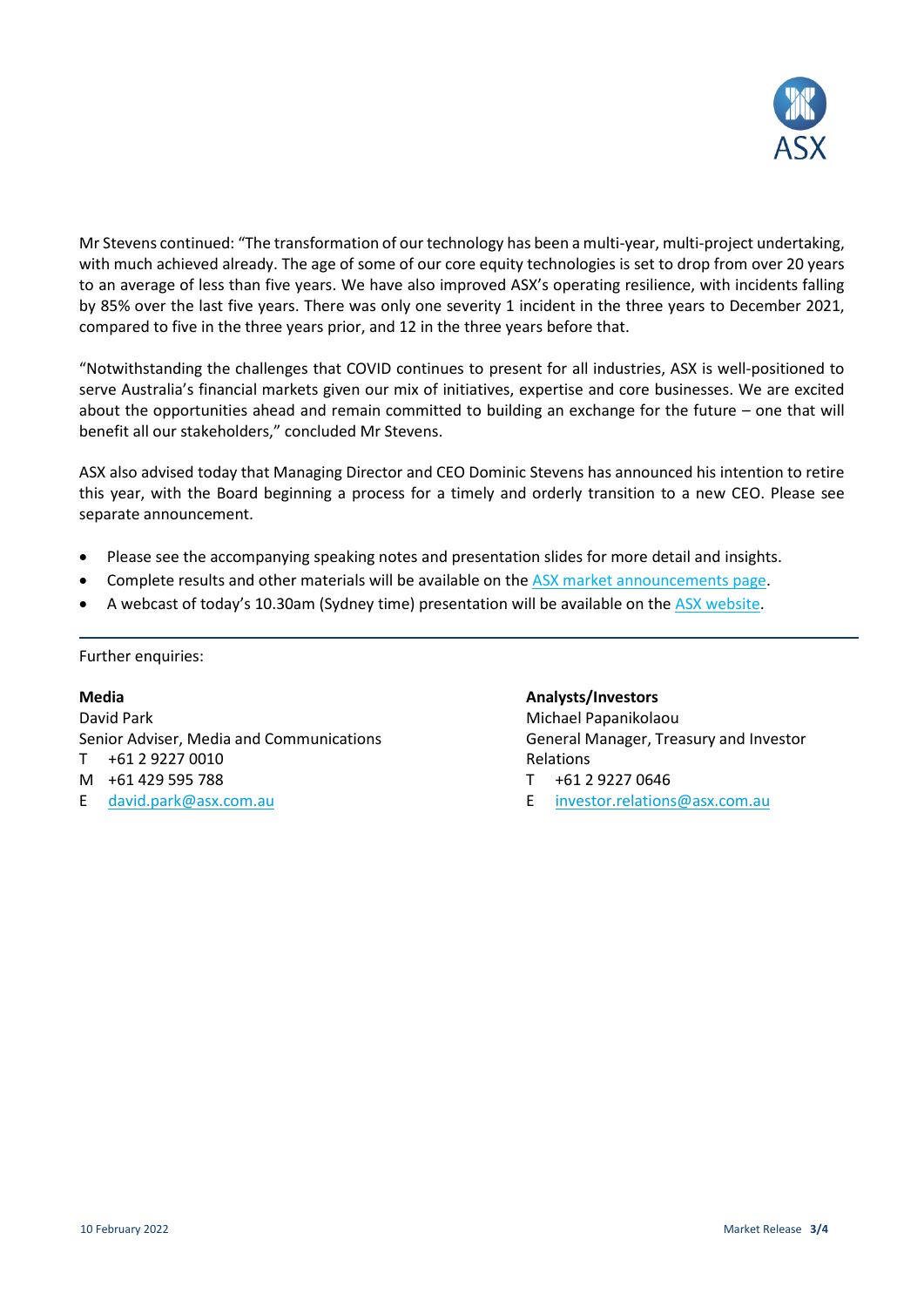Mr Stevens continued: "The transformation of our technology has been a multi-year, multi-project undertaking, with much achieved already. The age of some of our core equity technologies is set to drop from over 20 years to an average of less than five years. We have also improved ASX's operating resilience, with incidents falling by 85% over the last five years. There was only one severity 1 incident in the three years to December 2021, compared to five in the three years prior, and 12 in the three years before that.

"Notwithstanding the challenges that COVID continues to present for all industries, ASX is well-positioned to serve Australia's financial markets given our mix of initiatives, expertise and core businesses. We are excited about the opportunities ahead and remain committed to building an exchange for the future – one that will benefit all our stakeholders," concluded Mr Stevens.

ASX also advised today that Managing Director and CEO Dominic Stevens has announced his intention to retire this year, with the Board beginning a process for a timely and orderly transition to a new CEO. Please see separate announcement.

- Please see the accompanying speaking notes and presentation slides for more detail and insights.
- Complete results and other materials will be available on the ASX market announcements page.
- A webcast of today's 10.30am (Sydney time) presentation will be available on the ASX website.

---

Further enquiries:

**Media**
David Park
Senior Adviser, Media and Communications
T +61 2 9227 0010
M +61 429 595 788
E david.park@asx.com.au

**Analysts/Investors**
Michael Papanikolaou
General Manager, Treasury and Investor Relations
T +61 2 9227 0646
E investor.relations@asx.com.au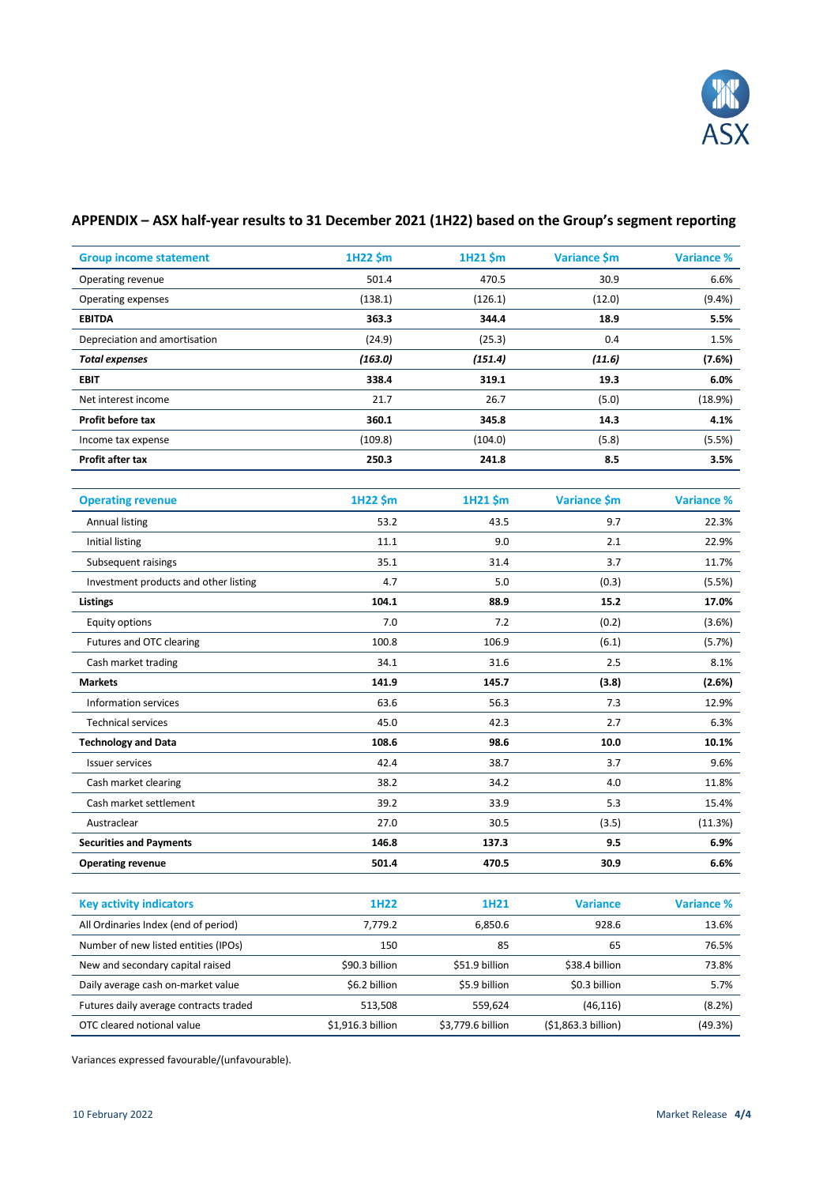## APPENDIX – ASX half-year results to 31 December 2021 (1H22) based on the Group's segment reporting

| Group income statement | 1H22 $m | 1H21 $m | Variance $m | Variance % |
|---|---|---|---|---|
| Operating revenue | 501.4 | 470.5 | 30.9 | 6.6% |
| Operating expenses | (138.1) | (126.1) | (12.0) | (9.4%) |
| **EBITDA** | **363.3** | **344.4** | **18.9** | **5.5%** |
| Depreciation and amortisation | (24.9) | (25.3) | 0.4 | 1.5% |
| ***Total expenses*** | ***(163.0)*** | ***(151.4)*** | ***(11.6)*** | **(7.6%)** |
| **EBIT** | **338.4** | **319.1** | **19.3** | **6.0%** |
| Net interest income | 21.7 | 26.7 | (5.0) | (18.9%) |
| **Profit before tax** | **360.1** | **345.8** | **14.3** | **4.1%** |
| Income tax expense | (109.8) | (104.0) | (5.8) | (5.5%) |
| **Profit after tax** | **250.3** | **241.8** | **8.5** | **3.5%** |

| Operating revenue | 1H22 $m | 1H21 $m | Variance $m | Variance % |
|---|---|---|---|---|
| Annual listing | 53.2 | 43.5 | 9.7 | 22.3% |
| Initial listing | 11.1 | 9.0 | 2.1 | 22.9% |
| Subsequent raisings | 35.1 | 31.4 | 3.7 | 11.7% |
| Investment products and other listing | 4.7 | 5.0 | (0.3) | (5.5%) |
| **Listings** | **104.1** | **88.9** | **15.2** | **17.0%** |
| Equity options | 7.0 | 7.2 | (0.2) | (3.6%) |
| Futures and OTC clearing | 100.8 | 106.9 | (6.1) | (5.7%) |
| Cash market trading | 34.1 | 31.6 | 2.5 | 8.1% |
| **Markets** | **141.9** | **145.7** | **(3.8)** | **(2.6%)** |
| Information services | 63.6 | 56.3 | 7.3 | 12.9% |
| Technical services | 45.0 | 42.3 | 2.7 | 6.3% |
| **Technology and Data** | **108.6** | **98.6** | **10.0** | **10.1%** |
| Issuer services | 42.4 | 38.7 | 3.7 | 9.6% |
| Cash market clearing | 38.2 | 34.2 | 4.0 | 11.8% |
| Cash market settlement | 39.2 | 33.9 | 5.3 | 15.4% |
| Austraclear | 27.0 | 30.5 | (3.5) | (11.3%) |
| **Securities and Payments** | **146.8** | **137.3** | **9.5** | **6.9%** |
| **Operating revenue** | **501.4** | **470.5** | **30.9** | **6.6%** |

| Key activity indicators | 1H22 | 1H21 | Variance | Variance % |
|---|---|---|---|---|
| All Ordinaries Index (end of period) | 7,779.2 | 6,850.6 | 928.6 | 13.6% |
| Number of new listed entities (IPOs) | 150 | 85 | 65 | 76.5% |
| New and secondary capital raised | $90.3 billion | $51.9 billion | $38.4 billion | 73.8% |
| Daily average cash on-market value | $6.2 billion | $5.9 billion | $0.3 billion | 5.7% |
| Futures daily average contracts traded | 513,508 | 559,624 | (46,116) | (8.2%) |
| OTC cleared notional value | $1,916.3 billion | $3,779.6 billion | ($1,863.3 billion) | (49.3%) |

Variances expressed favourable/(unfavourable).

10 February 2022 Market Release